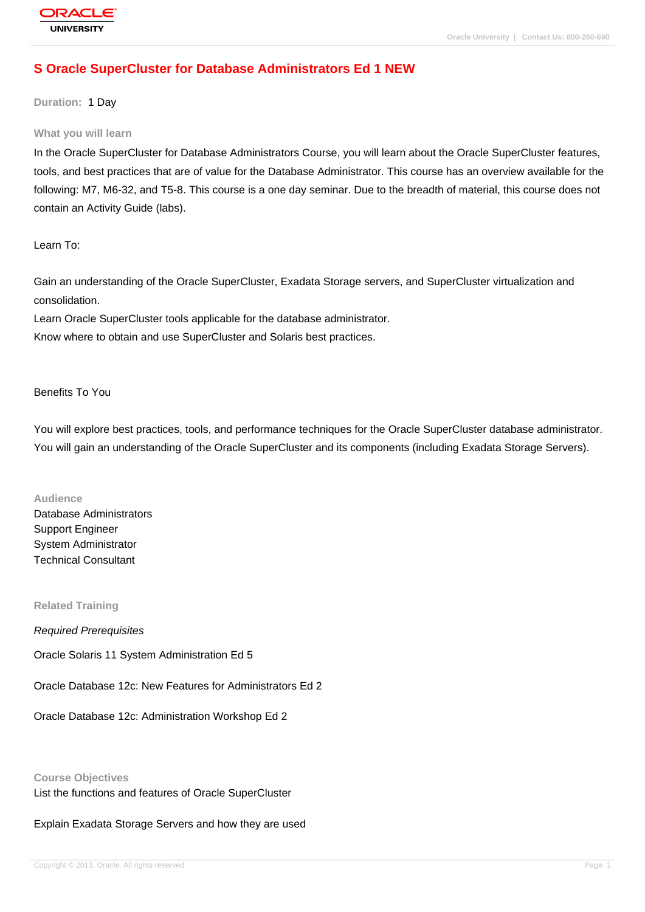# S Oracle SuperCluster for Database Administrators Ed 1 NEW

**Duration:** 1 Day

## What you will learn

In the Oracle SuperCluster for Database Administrators Course, you will learn about the Oracle SuperCluster features, tools, and best practices that are of value for the Database Administrator. This course has an overview available for the following: M7, M6-32, and T5-8. This course is a one day seminar. Due to the breadth of material, this course does not contain an Activity Guide (labs).

Learn To:

Gain an understanding of the Oracle SuperCluster, Exadata Storage servers, and SuperCluster virtualization and consolidation.
Learn Oracle SuperCluster tools applicable for the database administrator.
Know where to obtain and use SuperCluster and Solaris best practices.

Benefits To You

You will explore best practices, tools, and performance techniques for the Oracle SuperCluster database administrator. You will gain an understanding of the Oracle SuperCluster and its components (including Exadata Storage Servers).

## Audience

Database Administrators
Support Engineer
System Administrator
Technical Consultant

## Related Training

*Required Prerequisites*

Oracle Solaris 11 System Administration Ed 5

Oracle Database 12c: New Features for Administrators Ed 2

Oracle Database 12c: Administration Workshop Ed 2

## Course Objectives

List the functions and features of Oracle SuperCluster

Explain Exadata Storage Servers and how they are used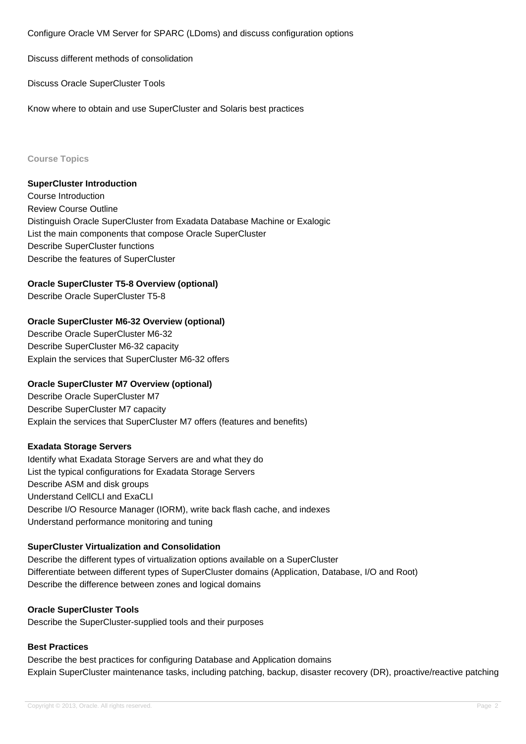Configure Oracle VM Server for SPARC (LDoms) and discuss configuration options

Discuss different methods of consolidation

Discuss Oracle SuperCluster Tools

Know where to obtain and use SuperCluster and Solaris best practices

## Course Topics

### SuperCluster Introduction

Course Introduction
Review Course Outline
Distinguish Oracle SuperCluster from Exadata Database Machine or Exalogic
List the main components that compose Oracle SuperCluster
Describe SuperCluster functions
Describe the features of SuperCluster

### Oracle SuperCluster T5-8 Overview (optional)

Describe Oracle SuperCluster T5-8

### Oracle SuperCluster M6-32 Overview (optional)

Describe Oracle SuperCluster M6-32
Describe SuperCluster M6-32 capacity
Explain the services that SuperCluster M6-32 offers

### Oracle SuperCluster M7 Overview (optional)

Describe Oracle SuperCluster M7
Describe SuperCluster M7 capacity
Explain the services that SuperCluster M7 offers (features and benefits)

### Exadata Storage Servers

Identify what Exadata Storage Servers are and what they do
List the typical configurations for Exadata Storage Servers
Describe ASM and disk groups
Understand CellCLI and ExaCLI
Describe I/O Resource Manager (IORM), write back flash cache, and indexes
Understand performance monitoring and tuning

### SuperCluster Virtualization and Consolidation

Describe the different types of virtualization options available on a SuperCluster
Differentiate between different types of SuperCluster domains (Application, Database, I/O and Root)
Describe the difference between zones and logical domains

### Oracle SuperCluster Tools

Describe the SuperCluster-supplied tools and their purposes

### Best Practices

Describe the best practices for configuring Database and Application domains
Explain SuperCluster maintenance tasks, including patching, backup, disaster recovery (DR), proactive/reactive patching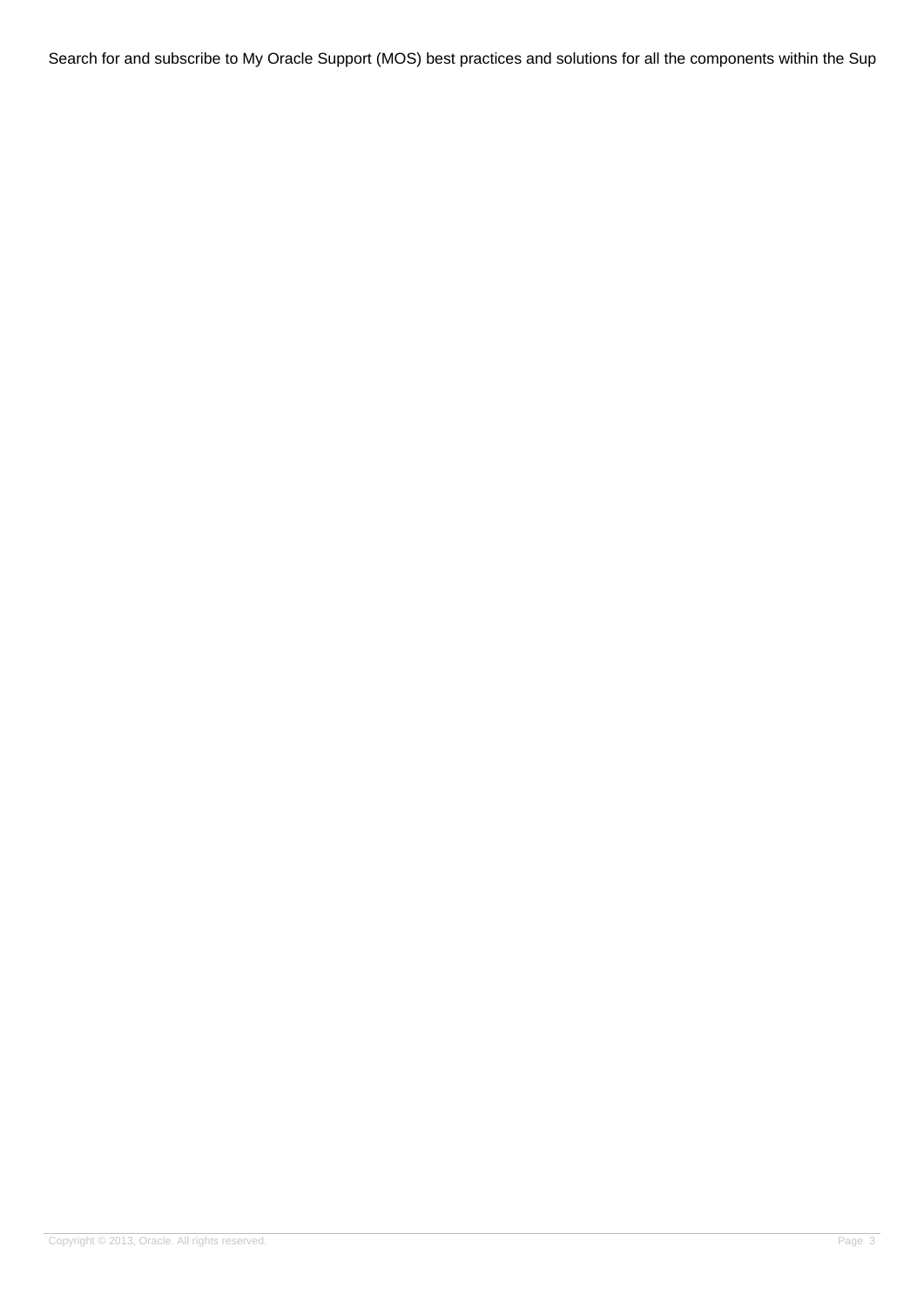Search for and subscribe to My Oracle Support (MOS) best practices and solutions for all the components within the Sup